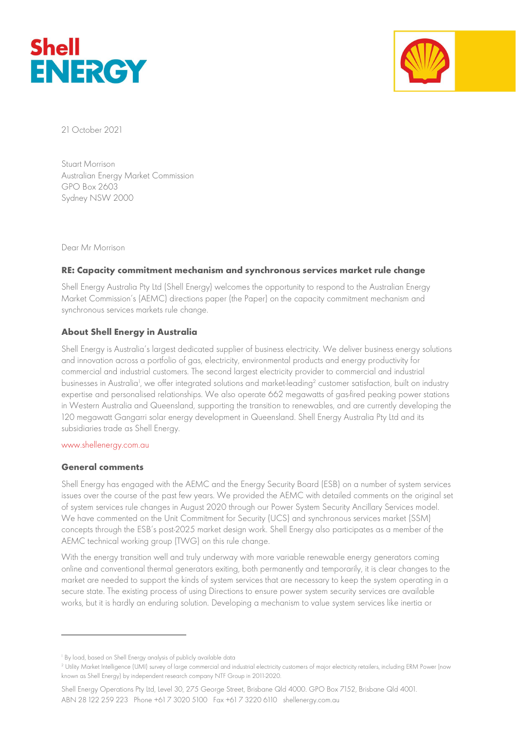21 October 2021

Stuart Morrison
Australian Energy Market Commission
GPO Box 2603
Sydney NSW 2000

Dear Mr Morrison

**RE: Capacity commitment mechanism and synchronous services market rule change**

Shell Energy Australia Pty Ltd (Shell Energy) welcomes the opportunity to respond to the Australian Energy Market Commission's (AEMC) directions paper (the Paper) on the capacity commitment mechanism and synchronous services markets rule change.

## About Shell Energy in Australia

Shell Energy is Australia's largest dedicated supplier of business electricity. We deliver business energy solutions and innovation across a portfolio of gas, electricity, environmental products and energy productivity for commercial and industrial customers. The second largest electricity provider to commercial and industrial businesses in Australia[1], we offer integrated solutions and market-leading[2] customer satisfaction, built on industry expertise and personalised relationships. We also operate 662 megawatts of gas-fired peaking power stations in Western Australia and Queensland, supporting the transition to renewables, and are currently developing the 120 megawatt Gangarri solar energy development in Queensland. Shell Energy Australia Pty Ltd and its subsidiaries trade as Shell Energy.

www.shellenergy.com.au

## General comments

Shell Energy has engaged with the AEMC and the Energy Security Board (ESB) on a number of system services issues over the course of the past few years. We provided the AEMC with detailed comments on the original set of system services rule changes in August 2020 through our Power System Security Ancillary Services model. We have commented on the Unit Commitment for Security (UCS) and synchronous services market (SSM) concepts through the ESB's post-2025 market design work. Shell Energy also participates as a member of the AEMC technical working group (TWG) on this rule change.

With the energy transition well and truly underway with more variable renewable energy generators coming online and conventional thermal generators exiting, both permanently and temporarily, it is clear changes to the market are needed to support the kinds of system services that are necessary to keep the system operating in a secure state. The existing process of using Directions to ensure power system security services are available works, but it is hardly an enduring solution. Developing a mechanism to value system services like inertia or

[1] By load, based on Shell Energy analysis of publicly available data

[2] Utility Market Intelligence (UMI) survey of large commercial and industrial electricity customers of major electricity retailers, including ERM Power (now known as Shell Energy) by independent research company NTF Group in 2011-2020.

Shell Energy Operations Pty Ltd, Level 30, 275 George Street, Brisbane Qld 4000. GPO Box 7152, Brisbane Qld 4001.
ABN 28 122 259 223 Phone +61 7 3020 5100 Fax +61 7 3220 6110 shellenergy.com.au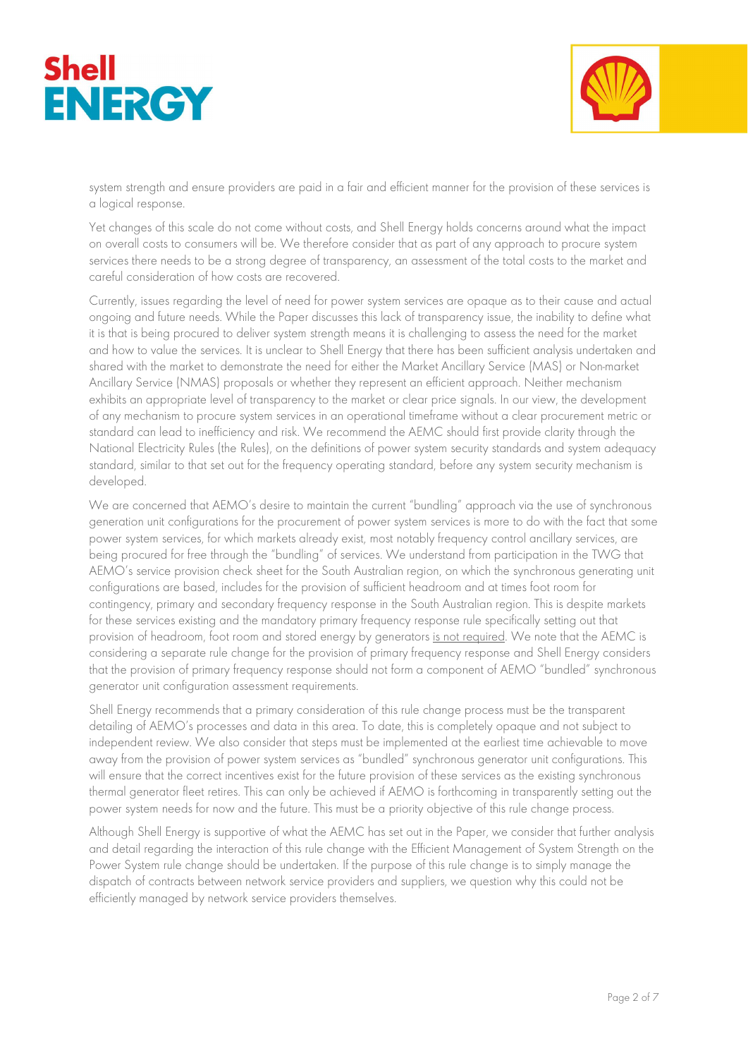system strength and ensure providers are paid in a fair and efficient manner for the provision of these services is a logical response.

Yet changes of this scale do not come without costs, and Shell Energy holds concerns around what the impact on overall costs to consumers will be. We therefore consider that as part of any approach to procure system services there needs to be a strong degree of transparency, an assessment of the total costs to the market and careful consideration of how costs are recovered.

Currently, issues regarding the level of need for power system services are opaque as to their cause and actual ongoing and future needs. While the Paper discusses this lack of transparency issue, the inability to define what it is that is being procured to deliver system strength means it is challenging to assess the need for the market and how to value the services. It is unclear to Shell Energy that there has been sufficient analysis undertaken and shared with the market to demonstrate the need for either the Market Ancillary Service (MAS) or Non-market Ancillary Service (NMAS) proposals or whether they represent an efficient approach. Neither mechanism exhibits an appropriate level of transparency to the market or clear price signals. In our view, the development of any mechanism to procure system services in an operational timeframe without a clear procurement metric or standard can lead to inefficiency and risk. We recommend the AEMC should first provide clarity through the National Electricity Rules (the Rules), on the definitions of power system security standards and system adequacy standard, similar to that set out for the frequency operating standard, before any system security mechanism is developed.

We are concerned that AEMO's desire to maintain the current "bundling" approach via the use of synchronous generation unit configurations for the procurement of power system services is more to do with the fact that some power system services, for which markets already exist, most notably frequency control ancillary services, are being procured for free through the "bundling" of services. We understand from participation in the TWG that AEMO's service provision check sheet for the South Australian region, on which the synchronous generating unit configurations are based, includes for the provision of sufficient headroom and at times foot room for contingency, primary and secondary frequency response in the South Australian region. This is despite markets for these services existing and the mandatory primary frequency response rule specifically setting out that provision of headroom, foot room and stored energy by generators <u>is not required</u>. We note that the AEMC is considering a separate rule change for the provision of primary frequency response and Shell Energy considers that the provision of primary frequency response should not form a component of AEMO "bundled" synchronous generator unit configuration assessment requirements.

Shell Energy recommends that a primary consideration of this rule change process must be the transparent detailing of AEMO's processes and data in this area. To date, this is completely opaque and not subject to independent review. We also consider that steps must be implemented at the earliest time achievable to move away from the provision of power system services as "bundled" synchronous generator unit configurations. This will ensure that the correct incentives exist for the future provision of these services as the existing synchronous thermal generator fleet retires. This can only be achieved if AEMO is forthcoming in transparently setting out the power system needs for now and the future. This must be a priority objective of this rule change process.

Although Shell Energy is supportive of what the AEMC has set out in the Paper, we consider that further analysis and detail regarding the interaction of this rule change with the Efficient Management of System Strength on the Power System rule change should be undertaken. If the purpose of this rule change is to simply manage the dispatch of contracts between network service providers and suppliers, we question why this could not be efficiently managed by network service providers themselves.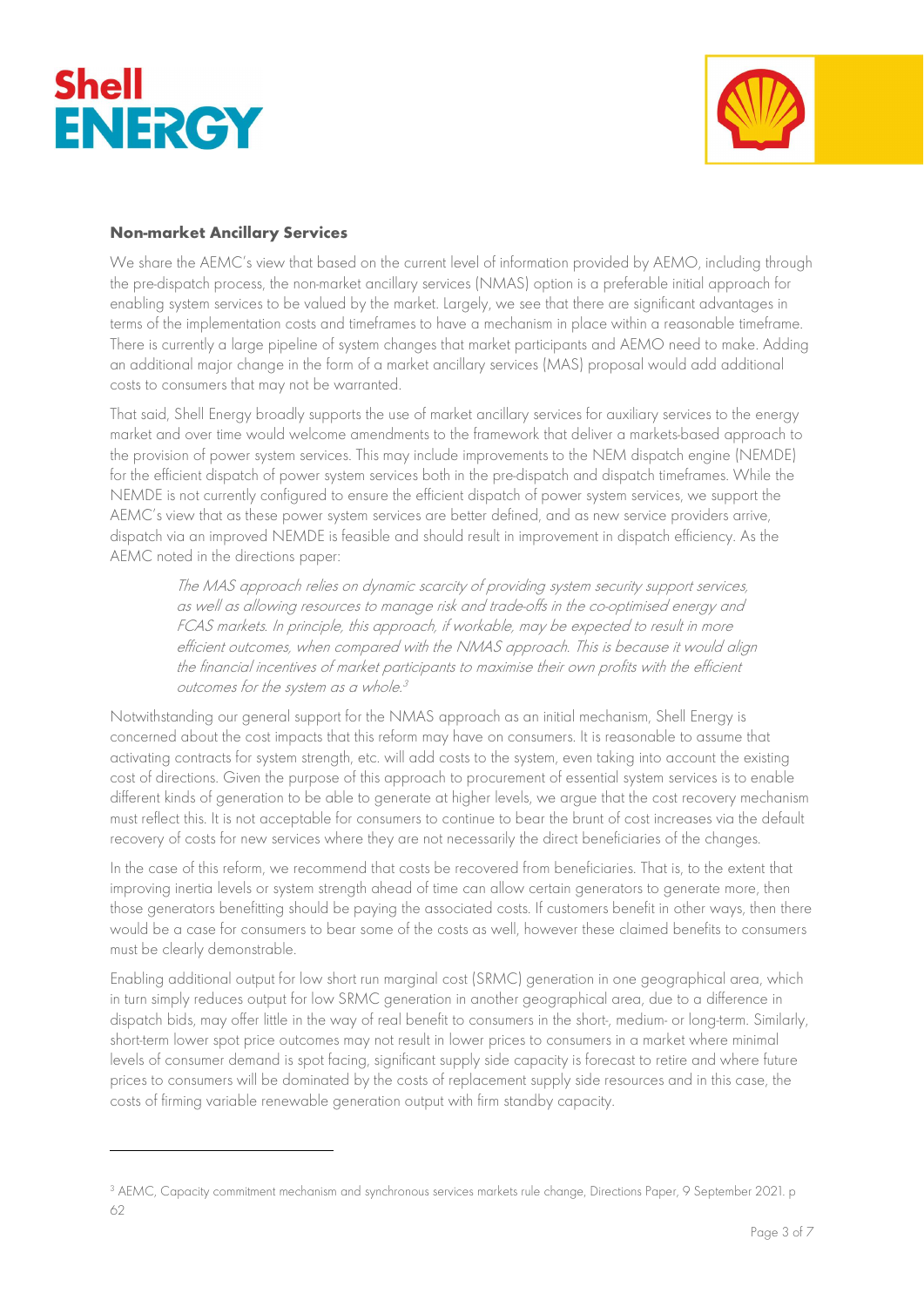**Non-market Ancillary Services**

We share the AEMC's view that based on the current level of information provided by AEMO, including through the pre-dispatch process, the non-market ancillary services (NMAS) option is a preferable initial approach for enabling system services to be valued by the market. Largely, we see that there are significant advantages in terms of the implementation costs and timeframes to have a mechanism in place within a reasonable timeframe. There is currently a large pipeline of system changes that market participants and AEMO need to make. Adding an additional major change in the form of a market ancillary services (MAS) proposal would add additional costs to consumers that may not be warranted.

That said, Shell Energy broadly supports the use of market ancillary services for auxiliary services to the energy market and over time would welcome amendments to the framework that deliver a markets-based approach to the provision of power system services. This may include improvements to the NEM dispatch engine (NEMDE) for the efficient dispatch of power system services both in the pre-dispatch and dispatch timeframes. While the NEMDE is not currently configured to ensure the efficient dispatch of power system services, we support the AEMC's view that as these power system services are better defined, and as new service providers arrive, dispatch via an improved NEMDE is feasible and should result in improvement in dispatch efficiency. As the AEMC noted in the directions paper:

> *The MAS approach relies on dynamic scarcity of providing system security support services, as well as allowing resources to manage risk and trade-offs in the co-optimised energy and FCAS markets. In principle, this approach, if workable, may be expected to result in more efficient outcomes, when compared with the NMAS approach. This is because it would align the financial incentives of market participants to maximise their own profits with the efficient outcomes for the system as a whole.*[3]

Notwithstanding our general support for the NMAS approach as an initial mechanism, Shell Energy is concerned about the cost impacts that this reform may have on consumers. It is reasonable to assume that activating contracts for system strength, etc. will add costs to the system, even taking into account the existing cost of directions. Given the purpose of this approach to procurement of essential system services is to enable different kinds of generation to be able to generate at higher levels, we argue that the cost recovery mechanism must reflect this. It is not acceptable for consumers to continue to bear the brunt of cost increases via the default recovery of costs for new services where they are not necessarily the direct beneficiaries of the changes.

In the case of this reform, we recommend that costs be recovered from beneficiaries. That is, to the extent that improving inertia levels or system strength ahead of time can allow certain generators to generate more, then those generators benefitting should be paying the associated costs. If customers benefit in other ways, then there would be a case for consumers to bear some of the costs as well, however these claimed benefits to consumers must be clearly demonstrable.

Enabling additional output for low short run marginal cost (SRMC) generation in one geographical area, which in turn simply reduces output for low SRMC generation in another geographical area, due to a difference in dispatch bids, may offer little in the way of real benefit to consumers in the short-, medium- or long-term. Similarly, short-term lower spot price outcomes may not result in lower prices to consumers in a market where minimal levels of consumer demand is spot facing, significant supply side capacity is forecast to retire and where future prices to consumers will be dominated by the costs of replacement supply side resources and in this case, the costs of firming variable renewable generation output with firm standby capacity.

---

[3] AEMC, Capacity commitment mechanism and synchronous services markets rule change, Directions Paper, 9 September 2021. p 62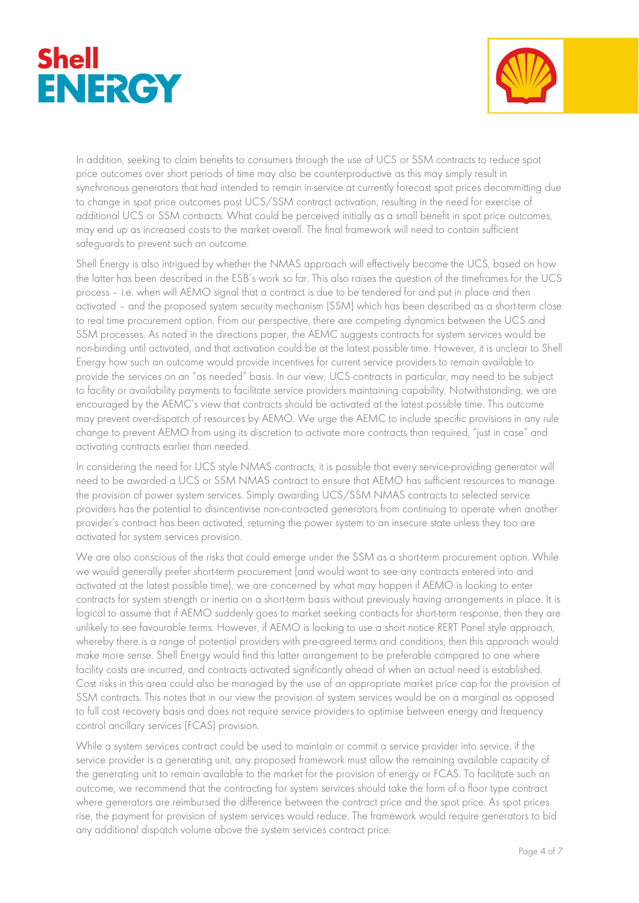In addition, seeking to claim benefits to consumers through the use of UCS or SSM contracts to reduce spot price outcomes over short periods of time may also be counterproductive as this may simply result in synchronous generators that had intended to remain in-service at currently forecast spot prices decommitting due to change in spot price outcomes post UCS/SSM contract activation, resulting in the need for exercise of additional UCS or SSM contracts. What could be perceived initially as a small benefit in spot price outcomes, may end up as increased costs to the market overall. The final framework will need to contain sufficient safeguards to prevent such an outcome.

Shell Energy is also intrigued by whether the NMAS approach will effectively become the UCS, based on how the latter has been described in the ESB's work so far. This also raises the question of the timeframes for the UCS process – i.e. when will AEMO signal that a contract is due to be tendered for and put in place and then activated – and the proposed system security mechanism (SSM) which has been described as a short-term close to real time procurement option. From our perspective, there are competing dynamics between the UCS and SSM processes. As noted in the directions paper, the AEMC suggests contracts for system services would be non-binding until activated, and that activation could be at the latest possible time. However, it is unclear to Shell Energy how such an outcome would provide incentives for current service providers to remain available to provide the services on an "as needed" basis. In our view, UCS contracts in particular, may need to be subject to facility or availability payments to facilitate service providers maintaining capability. Notwithstanding, we are encouraged by the AEMC's view that contracts should be activated at the latest possible time. This outcome may prevent over-dispatch of resources by AEMO. We urge the AEMC to include specific provisions in any rule change to prevent AEMO from using its discretion to activate more contracts than required, "just in case" and activating contracts earlier than needed.

In considering the need for UCS style NMAS contracts, it is possible that every service-providing generator will need to be awarded a UCS or SSM NMAS contract to ensure that AEMO has sufficient resources to manage the provision of power system services. Simply awarding UCS/SSM NMAS contracts to selected service providers has the potential to disincentivise non-contracted generators from continuing to operate when another provider's contract has been activated, returning the power system to an insecure state unless they too are activated for system services provision.

We are also conscious of the risks that could emerge under the SSM as a short-term procurement option. While we would generally prefer short-term procurement (and would want to see any contracts entered into and activated at the latest possible time), we are concerned by what may happen if AEMO is looking to enter contracts for system strength or inertia on a short-term basis without previously having arrangements in place. It is logical to assume that if AEMO suddenly goes to market seeking contracts for short-term response, then they are unlikely to see favourable terms. However, if AEMO is looking to use a short notice RERT Panel style approach, whereby there is a range of potential providers with pre-agreed terms and conditions, then this approach would make more sense. Shell Energy would find this latter arrangement to be preferable compared to one where facility costs are incurred, and contracts activated significantly ahead of when an actual need is established. Cost risks in this area could also be managed by the use of an appropriate market price cap for the provision of SSM contracts. This notes that in our view the provision of system services would be on a marginal as opposed to full cost recovery basis and does not require service providers to optimise between energy and frequency control ancillary services (FCAS) provision.

While a system services contract could be used to maintain or commit a service provider into service, if the service provider is a generating unit, any proposed framework must allow the remaining available capacity of the generating unit to remain available to the market for the provision of energy or FCAS. To facilitate such an outcome, we recommend that the contracting for system services should take the form of a floor type contract where generators are reimbursed the difference between the contract price and the spot price. As spot prices rise, the payment for provision of system services would reduce. The framework would require generators to bid any additional dispatch volume above the system services contract price.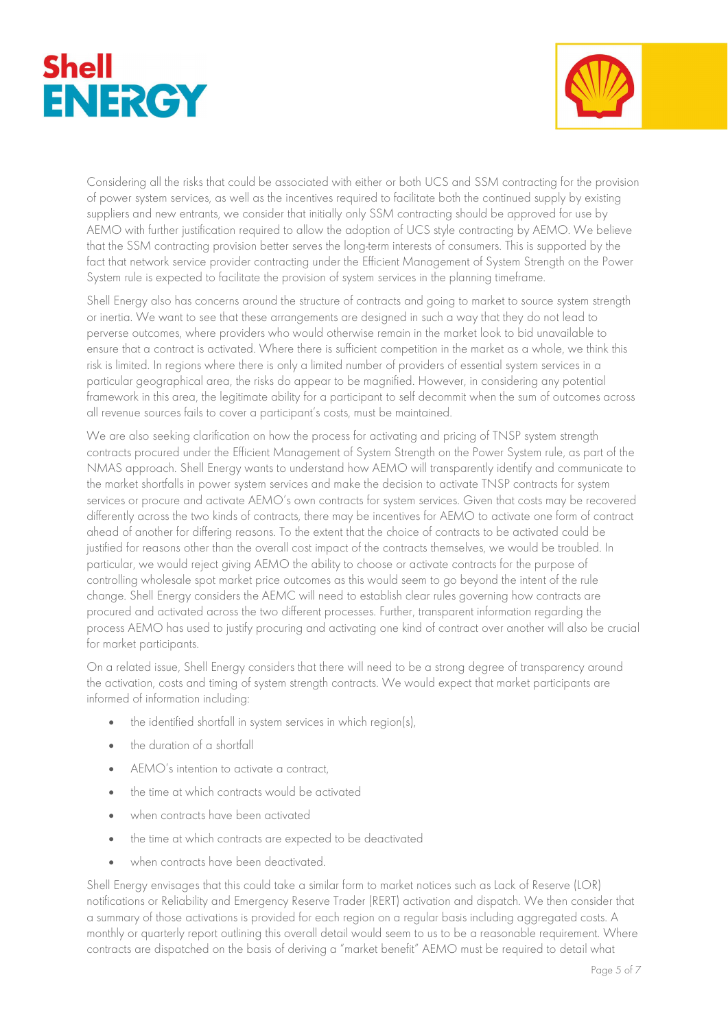Considering all the risks that could be associated with either or both UCS and SSM contracting for the provision of power system services, as well as the incentives required to facilitate both the continued supply by existing suppliers and new entrants, we consider that initially only SSM contracting should be approved for use by AEMO with further justification required to allow the adoption of UCS style contracting by AEMO. We believe that the SSM contracting provision better serves the long-term interests of consumers. This is supported by the fact that network service provider contracting under the Efficient Management of System Strength on the Power System rule is expected to facilitate the provision of system services in the planning timeframe.

Shell Energy also has concerns around the structure of contracts and going to market to source system strength or inertia. We want to see that these arrangements are designed in such a way that they do not lead to perverse outcomes, where providers who would otherwise remain in the market look to bid unavailable to ensure that a contract is activated. Where there is sufficient competition in the market as a whole, we think this risk is limited. In regions where there is only a limited number of providers of essential system services in a particular geographical area, the risks do appear to be magnified. However, in considering any potential framework in this area, the legitimate ability for a participant to self decommit when the sum of outcomes across all revenue sources fails to cover a participant's costs, must be maintained.

We are also seeking clarification on how the process for activating and pricing of TNSP system strength contracts procured under the Efficient Management of System Strength on the Power System rule, as part of the NMAS approach. Shell Energy wants to understand how AEMO will transparently identify and communicate to the market shortfalls in power system services and make the decision to activate TNSP contracts for system services or procure and activate AEMO's own contracts for system services. Given that costs may be recovered differently across the two kinds of contracts, there may be incentives for AEMO to activate one form of contract ahead of another for differing reasons. To the extent that the choice of contracts to be activated could be justified for reasons other than the overall cost impact of the contracts themselves, we would be troubled. In particular, we would reject giving AEMO the ability to choose or activate contracts for the purpose of controlling wholesale spot market price outcomes as this would seem to go beyond the intent of the rule change. Shell Energy considers the AEMC will need to establish clear rules governing how contracts are procured and activated across the two different processes. Further, transparent information regarding the process AEMO has used to justify procuring and activating one kind of contract over another will also be crucial for market participants.

On a related issue, Shell Energy considers that there will need to be a strong degree of transparency around the activation, costs and timing of system strength contracts. We would expect that market participants are informed of information including:

- the identified shortfall in system services in which region(s),
- the duration of a shortfall
- AEMO's intention to activate a contract,
- the time at which contracts would be activated
- when contracts have been activated
- the time at which contracts are expected to be deactivated
- when contracts have been deactivated.

Shell Energy envisages that this could take a similar form to market notices such as Lack of Reserve (LOR) notifications or Reliability and Emergency Reserve Trader (RERT) activation and dispatch. We then consider that a summary of those activations is provided for each region on a regular basis including aggregated costs. A monthly or quarterly report outlining this overall detail would seem to us to be a reasonable requirement. Where contracts are dispatched on the basis of deriving a "market benefit" AEMO must be required to detail what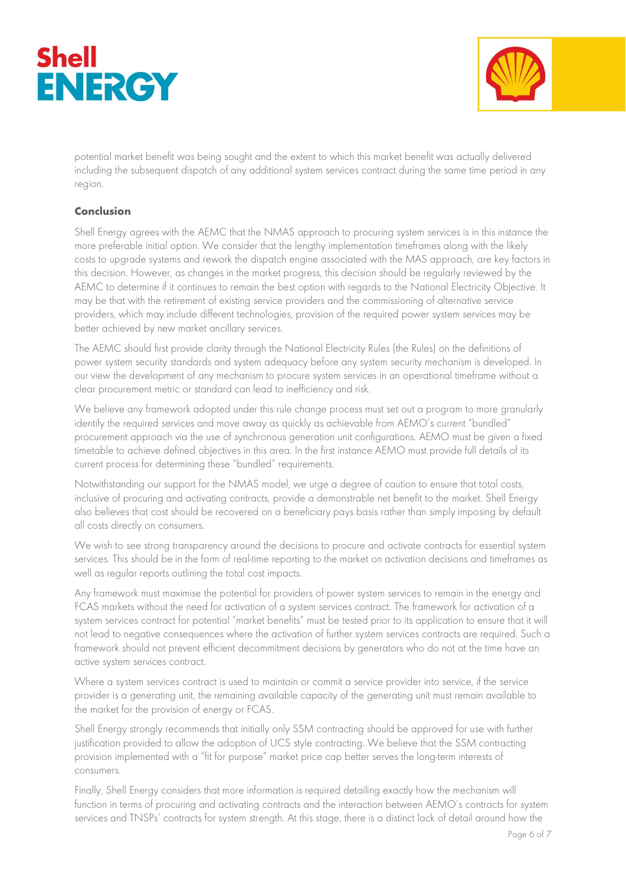potential market benefit was being sought and the extent to which this market benefit was actually delivered including the subsequent dispatch of any additional system services contract during the same time period in any region.

## Conclusion

Shell Energy agrees with the AEMC that the NMAS approach to procuring system services is in this instance the more preferable initial option. We consider that the lengthy implementation timeframes along with the likely costs to upgrade systems and rework the dispatch engine associated with the MAS approach, are key factors in this decision. However, as changes in the market progress, this decision should be regularly reviewed by the AEMC to determine if it continues to remain the best option with regards to the National Electricity Objective. It may be that with the retirement of existing service providers and the commissioning of alternative service providers, which may include different technologies, provision of the required power system services may be better achieved by new market ancillary services.

The AEMC should first provide clarity through the National Electricity Rules (the Rules) on the definitions of power system security standards and system adequacy before any system security mechanism is developed. In our view the development of any mechanism to procure system services in an operational timeframe without a clear procurement metric or standard can lead to inefficiency and risk.

We believe any framework adopted under this rule change process must set out a program to more granularly identify the required services and move away as quickly as achievable from AEMO's current "bundled" procurement approach via the use of synchronous generation unit configurations. AEMO must be given a fixed timetable to achieve defined objectives in this area. In the first instance AEMO must provide full details of its current process for determining these "bundled" requirements.

Notwithstanding our support for the NMAS model, we urge a degree of caution to ensure that total costs, inclusive of procuring and activating contracts, provide a demonstrable net benefit to the market. Shell Energy also believes that cost should be recovered on a beneficiary pays basis rather than simply imposing by default all costs directly on consumers.

We wish to see strong transparency around the decisions to procure and activate contracts for essential system services. This should be in the form of real-time reporting to the market on activation decisions and timeframes as well as regular reports outlining the total cost impacts.

Any framework must maximise the potential for providers of power system services to remain in the energy and FCAS markets without the need for activation of a system services contract. The framework for activation of a system services contract for potential "market benefits" must be tested prior to its application to ensure that it will not lead to negative consequences where the activation of further system services contracts are required. Such a framework should not prevent efficient decommitment decisions by generators who do not at the time have an active system services contract.

Where a system services contract is used to maintain or commit a service provider into service, if the service provider is a generating unit, the remaining available capacity of the generating unit must remain available to the market for the provision of energy or FCAS.

Shell Energy strongly recommends that initially only SSM contracting should be approved for use with further justification provided to allow the adoption of UCS style contracting. We believe that the SSM contracting provision implemented with a "fit for purpose" market price cap better serves the long-term interests of consumers.

Finally, Shell Energy considers that more information is required detailing exactly how the mechanism will function in terms of procuring and activating contracts and the interaction between AEMO's contracts for system services and TNSPs' contracts for system strength. At this stage, there is a distinct lack of detail around how the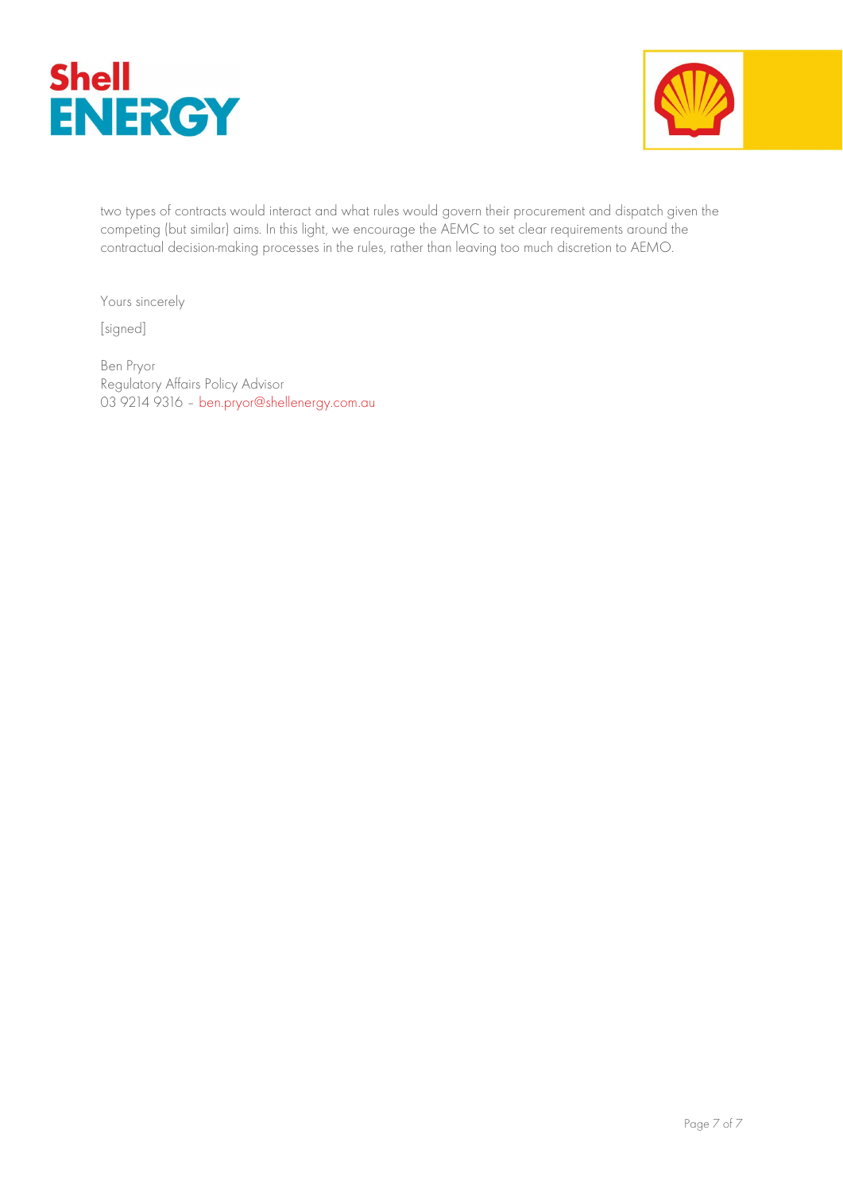two types of contracts would interact and what rules would govern their procurement and dispatch given the competing (but similar) aims. In this light, we encourage the AEMC to set clear requirements around the contractual decision-making processes in the rules, rather than leaving too much discretion to AEMO.

Yours sincerely

[signed]

Ben Pryor  
Regulatory Affairs Policy Advisor  
03 9214 9316 – ben.pryor@shellenergy.com.au